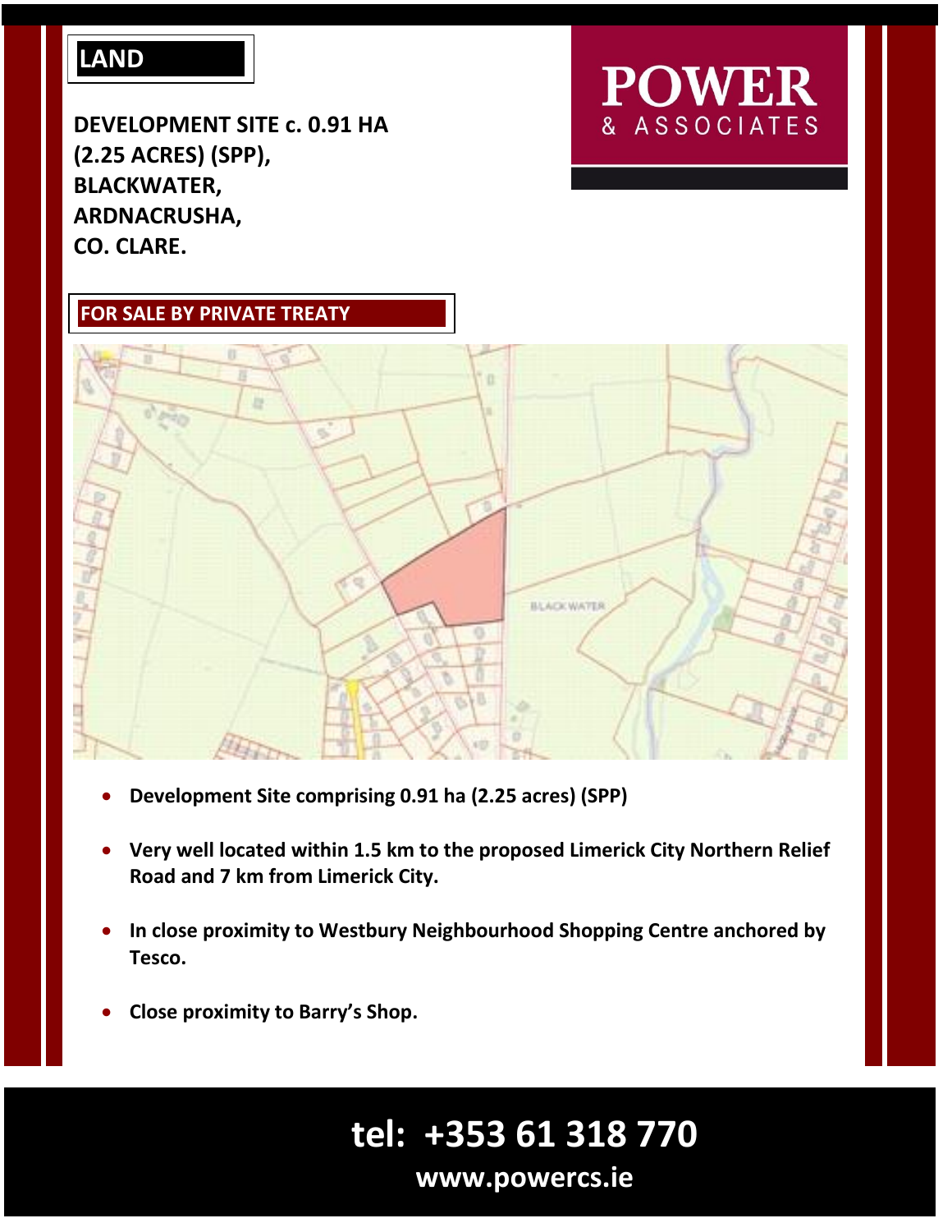LAND

# DEVELOPMENT SITE c. 0.91 HA (2.25 ACRES) (SPP), BLACKWATER, ARDNACRUSHA, CO. CLARE.

POWER & ASSOCIATES

**FOR SALE BY PRIVATE TREATY**

- **Development Site comprising 0.91 ha (2.25 acres) (SPP)**
- **Very well located within 1.5 km to the proposed Limerick City Northern Relief Road and 7 km from Limerick City.**
- **In close proximity to Westbury Neighbourhood Shopping Centre anchored by Tesco.**
- **Close proximity to Barry's Shop.**

**tel: +353 61 318 770**

**www.powercs.ie**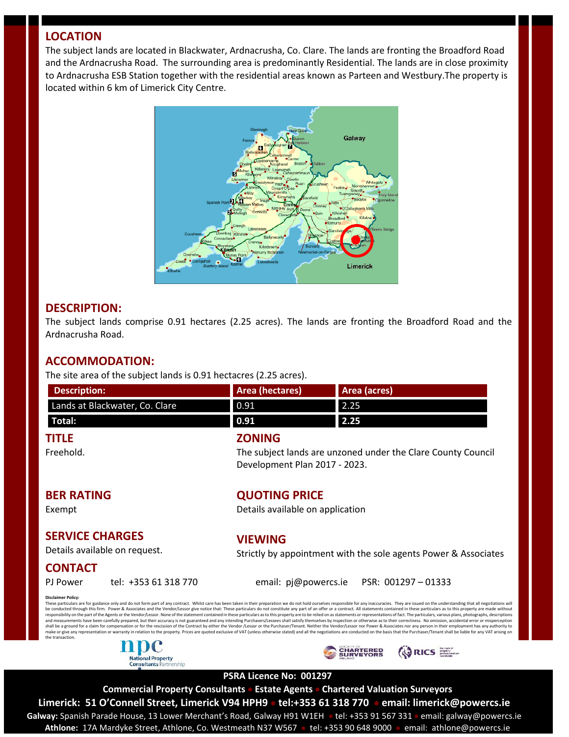## LOCATION

The subject lands are located in Blackwater, Ardnacrusha, Co. Clare. The lands are fronting the Broadford Road and the Ardnacrusha Road. The surrounding area is predominantly Residential. The lands are in close proximity to Ardnacrusha ESB Station together with the residential areas known as Parteen and Westbury.The property is located within 6 km of Limerick City Centre.

## DESCRIPTION:

The subject lands comprise 0.91 hectares (2.25 acres). The lands are fronting the Broadford Road and the Ardnacrusha Road.

## ACCOMMODATION:

The site area of the subject lands is 0.91 hectacres (2.25 acres).

| Description: | Area (hectares) | Area (acres) |
|---|---|---|
| Lands at Blackwater, Co. Clare | 0.91 | 2.25 |
| **Total:** | **0.91** | **2.25** |

## TITLE

Freehold.

## ZONING

The subject lands are unzoned under the Clare County Council Development Plan 2017 - 2023.

## BER RATING

Exempt

## QUOTING PRICE

Details available on application

## SERVICE CHARGES

Details available on request.

## VIEWING

Strictly by appointment with the sole agents Power & Associates

## CONTACT

PJ Power tel: +353 61 318 770 email: pj@powercs.ie PSR: 001297 – 01333

**Disclaimer Policy:**

These particulars are for guidance only and do not form part of any contract. Whilst care has been taken in their preparation we do not hold ourselves responsible for any inaccuracies. They are issued on the understanding that all negotiations will be conducted through this firm. Power & Associates and the Vendor/Lessor give notice that: These particulars do not constitute any part of an offer or a contract. All statements contained in these particulars as to this property are made without responsibility on the part of the Agents or the Vendor/Lessor. None of the statement contained in these particulars as to this property are to be relied on as statements or representations of fact. The particulars, various plans, photographs, descriptions and measurements have been carefully prepared, but their accuracy is not guaranteed and any intending Purchasers/Lessees shall satisfy themselves by inspection or otherwise as to their correctness. No omission, accidental error or misperception shall be a ground for a claim for compensation or for the rescission of the Contract by either the Vendor /Lessor or the Purchaser/Tenant. Neither the Vendor/Lessor nor Power & Associates nor any person in their employment has any authority to make or give any representation or warranty in relation to the property. Prices are quoted exclusive of VAT (unless otherwise stated) and all the negotiations are conducted on the basis that the Purchaser/Tenant shall be liable for any VAT arising on the transaction.

**PSRA Licence No: 001297**

**Commercial Property Consultants • Estate Agents • Chartered Valuation Surveyors**

**Limerick: 51 O'Connell Street, Limerick V94 HPH9 • tel:+353 61 318 770 • email: limerick@powercs.ie**

**Galway:** Spanish Parade House, 13 Lower Merchant's Road, Galway H91 W1EH • tel: +353 91 567 331 • email: galway@powercs.ie

**Athlone:** 17A Mardyke Street, Athlone, Co. Westmeath N37 W567 • tel: +353 90 648 9000 • email: athlone@powercs.ie